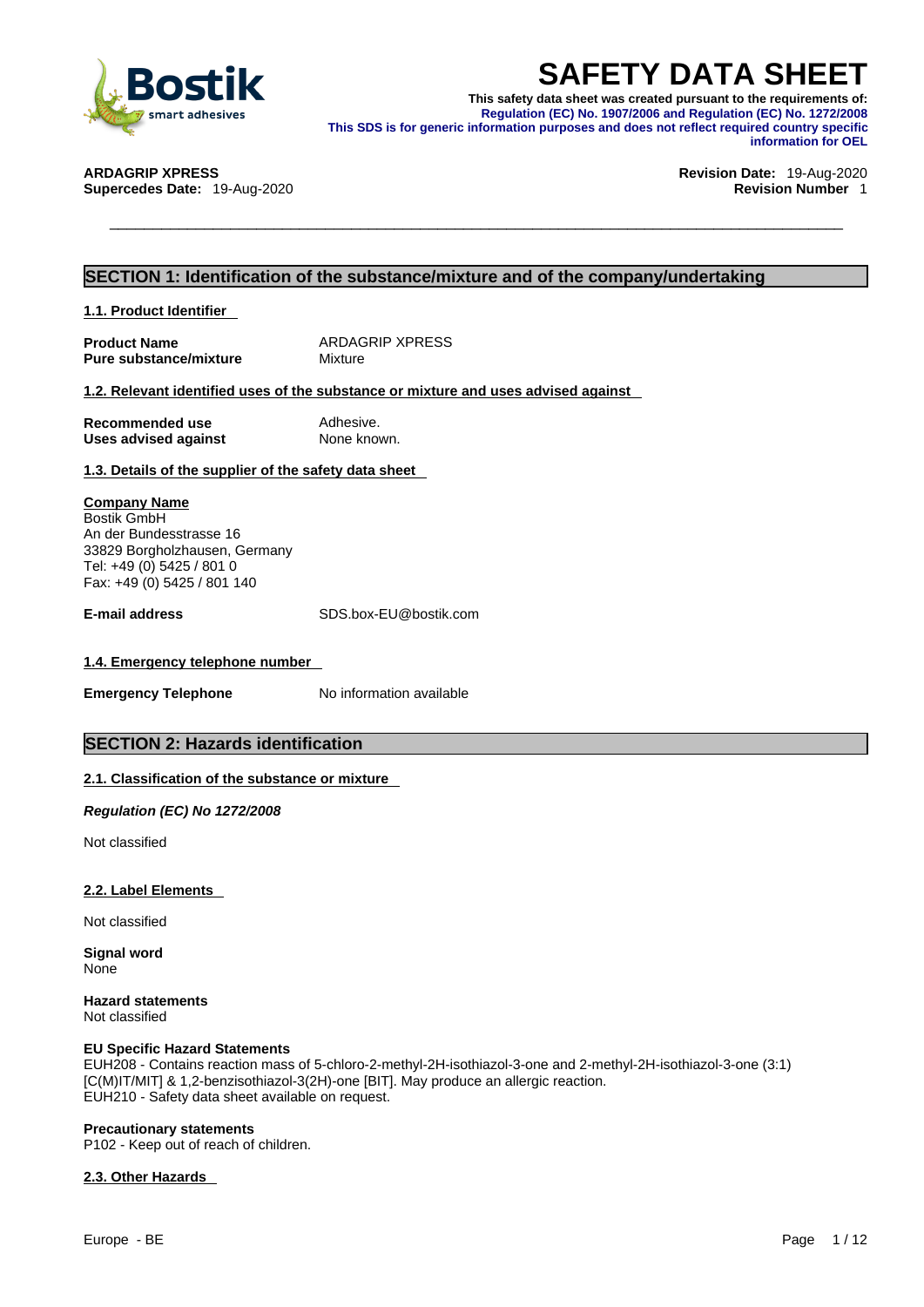# SAFETY DATA SHEET

**This safety data sheet was created pursuant to the requirements of:**
**Regulation (EC) No. 1907/2006 and Regulation (EC) No. 1272/2008**
**This SDS is for generic information purposes and does not reflect required country specific information for OEL**

**ARDAGRIP XPRESS**
**Supercedes Date:** 19-Aug-2020

**Revision Date:** 19-Aug-2020
**Revision Number** 1

## SECTION 1: Identification of the substance/mixture and of the company/undertaking

### 1.1. Product Identifier

**Product Name** ARDAGRIP XPRESS
**Pure substance/mixture** Mixture

### 1.2. Relevant identified uses of the substance or mixture and uses advised against

**Recommended use** Adhesive.
**Uses advised against** None known.

### 1.3. Details of the supplier of the safety data sheet

**Company Name**
Bostik GmbH
An der Bundesstrasse 16
33829 Borgholzhausen, Germany
Tel: +49 (0) 5425 / 801 0
Fax: +49 (0) 5425 / 801 140

**E-mail address** SDS.box-EU@bostik.com

### 1.4. Emergency telephone number

**Emergency Telephone** No information available

## SECTION 2: Hazards identification

### 2.1. Classification of the substance or mixture

***Regulation (EC) No 1272/2008***

Not classified

### 2.2. Label Elements

Not classified

**Signal word**
None

**Hazard statements**
Not classified

**EU Specific Hazard Statements**
EUH208 - Contains reaction mass of 5-chloro-2-methyl-2H-isothiazol-3-one and 2-methyl-2H-isothiazol-3-one (3:1) [C(M)IT/MIT] & 1,2-benzisothiazol-3(2H)-one [BIT]. May produce an allergic reaction.
EUH210 - Safety data sheet available on request.

**Precautionary statements**
P102 - Keep out of reach of children.

### 2.3. Other Hazards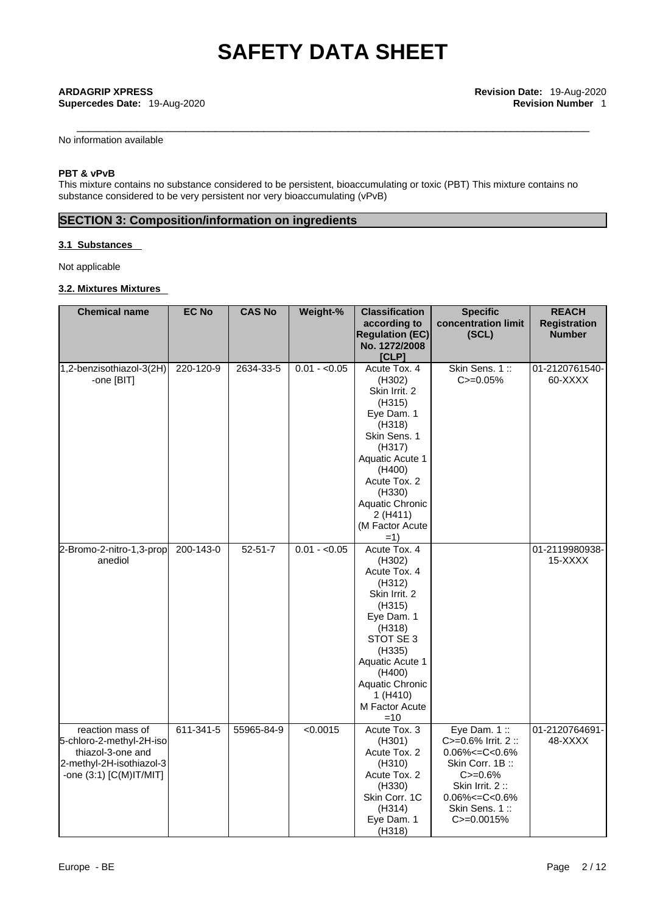No information available

**PBT & vPvB**

This mixture contains no substance considered to be persistent, bioaccumulating or toxic (PBT) This mixture contains no substance considered to be very persistent nor very bioaccumulating (vPvB)

## SECTION 3: Composition/information on ingredients

### 3.1 Substances

Not applicable

### 3.2. Mixtures Mixtures

| Chemical name | EC No | CAS No | Weight-% | Classification according to Regulation (EC) No. 1272/2008 [CLP] | Specific concentration limit (SCL) | REACH Registration Number |
|---|---|---|---|---|---|---|
| 1,2-benzisothiazol-3(2H)-one [BIT] | 220-120-9 | 2634-33-5 | 0.01 - <0.05 | Acute Tox. 4 (H302) Skin Irrit. 2 (H315) Eye Dam. 1 (H318) Skin Sens. 1 (H317) Aquatic Acute 1 (H400) Acute Tox. 2 (H330) Aquatic Chronic 2 (H411) (M Factor Acute =1) | Skin Sens. 1 :: C>=0.05% | 01-2120761540-60-XXXX |
| 2-Bromo-2-nitro-1,3-propanediol | 200-143-0 | 52-51-7 | 0.01 - <0.05 | Acute Tox. 4 (H302) Acute Tox. 4 (H312) Skin Irrit. 2 (H315) Eye Dam. 1 (H318) STOT SE 3 (H335) Aquatic Acute 1 (H400) Aquatic Chronic 1 (H410) M Factor Acute =10 | | 01-2119980938-15-XXXX |
| reaction mass of 5-chloro-2-methyl-2H-isothiazol-3-one and 2-methyl-2H-isothiazol-3-one (3:1) [C(M)IT/MIT] | 611-341-5 | 55965-84-9 | <0.0015 | Acute Tox. 3 (H301) Acute Tox. 2 (H310) Acute Tox. 2 (H330) Skin Corr. 1C (H314) Eye Dam. 1 (H318) | Eye Dam. 1 :: C>=0.6% Irrit. 2 :: 0.06%<=C<0.6% Skin Corr. 1B :: C>=0.6% Skin Irrit. 2 :: 0.06%<=C<0.6% Skin Sens. 1 :: C>=0.0015% | 01-2120764691-48-XXXX |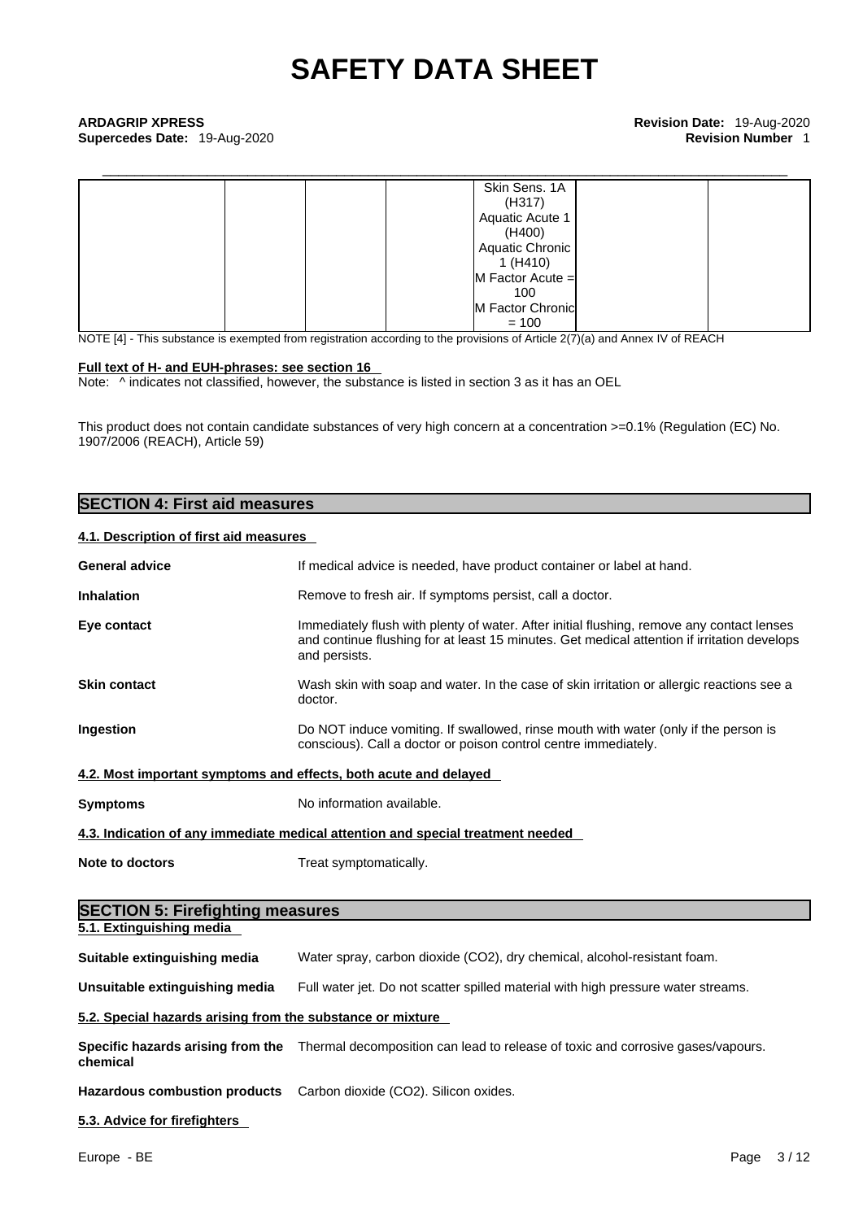| | | | | | |
|---|---|---|---|---|---|
| | | | Skin Sens. 1A (H317) Aquatic Acute 1 (H400) Aquatic Chronic 1 (H410) M Factor Acute = 100 M Factor Chronic = 100 | | |

NOTE [4] - This substance is exempted from registration according to the provisions of Article 2(7)(a) and Annex IV of REACH

**Full text of H- and EUH-phrases: see section 16**

Note: ^ indicates not classified, however, the substance is listed in section 3 as it has an OEL

This product does not contain candidate substances of very high concern at a concentration >=0.1% (Regulation (EC) No. 1907/2006 (REACH), Article 59)

## SECTION 4: First aid measures

**4.1. Description of first aid measures**

**General advice** If medical advice is needed, have product container or label at hand.

**Inhalation** Remove to fresh air. If symptoms persist, call a doctor.

**Eye contact** Immediately flush with plenty of water. After initial flushing, remove any contact lenses and continue flushing for at least 15 minutes. Get medical attention if irritation develops and persists.

**Skin contact** Wash skin with soap and water. In the case of skin irritation or allergic reactions see a doctor.

**Ingestion** Do NOT induce vomiting. If swallowed, rinse mouth with water (only if the person is conscious). Call a doctor or poison control centre immediately.

**4.2. Most important symptoms and effects, both acute and delayed**

**Symptoms** No information available.

**4.3. Indication of any immediate medical attention and special treatment needed**

**Note to doctors** Treat symptomatically.

## SECTION 5: Firefighting measures

**5.1. Extinguishing media**

**Suitable extinguishing media** Water spray, carbon dioxide (CO2), dry chemical, alcohol-resistant foam.

**Unsuitable extinguishing media** Full water jet. Do not scatter spilled material with high pressure water streams.

**5.2. Special hazards arising from the substance or mixture**

**Specific hazards arising from the chemical** Thermal decomposition can lead to release of toxic and corrosive gases/vapours.

**Hazardous combustion products** Carbon dioxide (CO2). Silicon oxides.

**5.3. Advice for firefighters**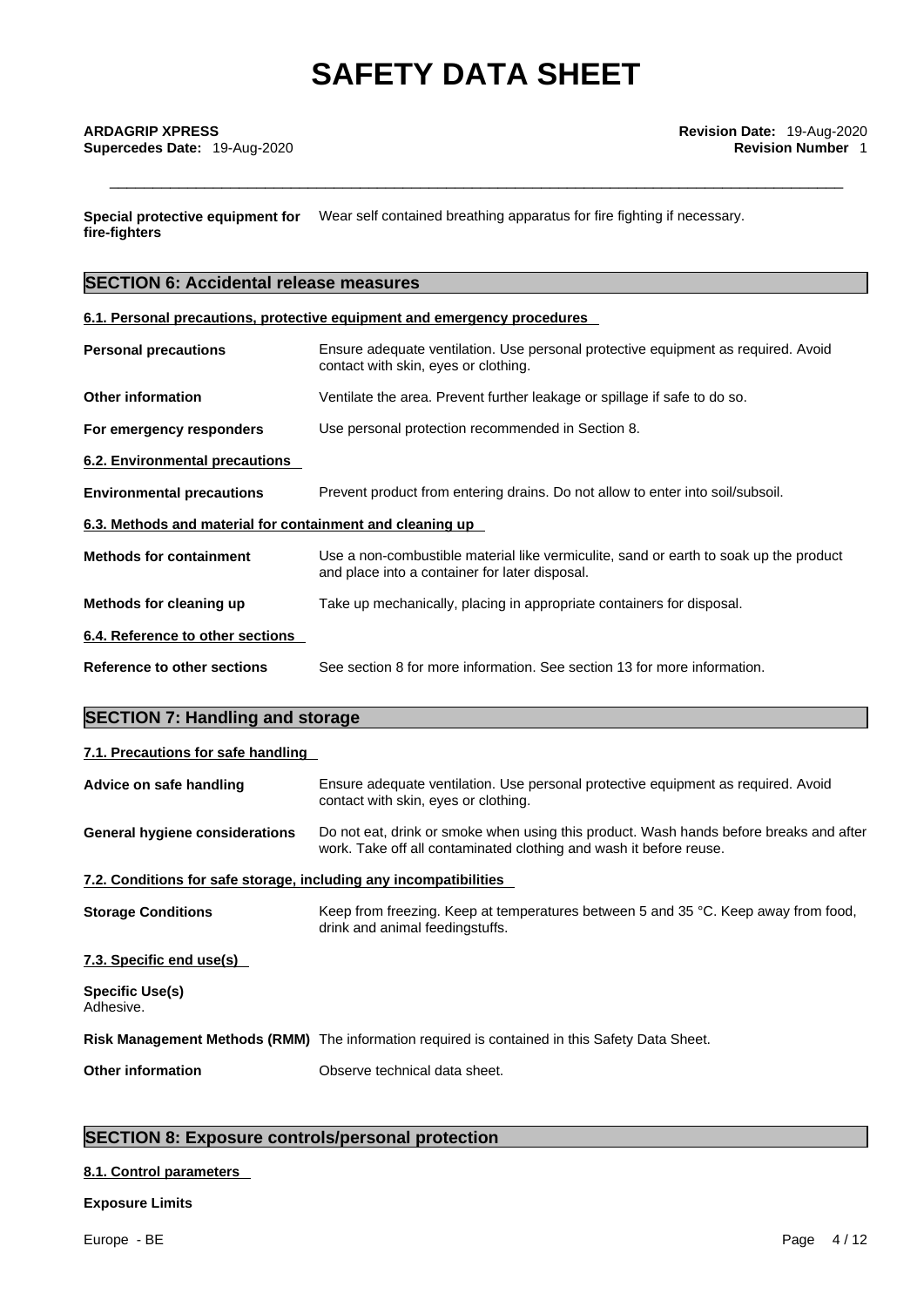**Special protective equipment for fire-fighters** Wear self contained breathing apparatus for fire fighting if necessary.

## SECTION 6: Accidental release measures

### 6.1. Personal precautions, protective equipment and emergency procedures

| | |
|---|---|
| **Personal precautions** | Ensure adequate ventilation. Use personal protective equipment as required. Avoid contact with skin, eyes or clothing. |
| **Other information** | Ventilate the area. Prevent further leakage or spillage if safe to do so. |
| **For emergency responders** | Use personal protection recommended in Section 8. |

### 6.2. Environmental precautions

| | |
|---|---|
| **Environmental precautions** | Prevent product from entering drains. Do not allow to enter into soil/subsoil. |

### 6.3. Methods and material for containment and cleaning up

| | |
|---|---|
| **Methods for containment** | Use a non-combustible material like vermiculite, sand or earth to soak up the product and place into a container for later disposal. |
| **Methods for cleaning up** | Take up mechanically, placing in appropriate containers for disposal. |

### 6.4. Reference to other sections

| | |
|---|---|
| **Reference to other sections** | See section 8 for more information. See section 13 for more information. |

## SECTION 7: Handling and storage

### 7.1. Precautions for safe handling

| | |
|---|---|
| **Advice on safe handling** | Ensure adequate ventilation. Use personal protective equipment as required. Avoid contact with skin, eyes or clothing. |
| **General hygiene considerations** | Do not eat, drink or smoke when using this product. Wash hands before breaks and after work. Take off all contaminated clothing and wash it before reuse. |

### 7.2. Conditions for safe storage, including any incompatibilities

| | |
|---|---|
| **Storage Conditions** | Keep from freezing. Keep at temperatures between 5 and 35 °C. Keep away from food, drink and animal feedingstuffs. |

### 7.3. Specific end use(s)

**Specific Use(s)**
Adhesive.

| | |
|---|---|
| **Risk Management Methods (RMM)** | The information required is contained in this Safety Data Sheet. |
| **Other information** | Observe technical data sheet. |

## SECTION 8: Exposure controls/personal protection

### 8.1. Control parameters

**Exposure Limits**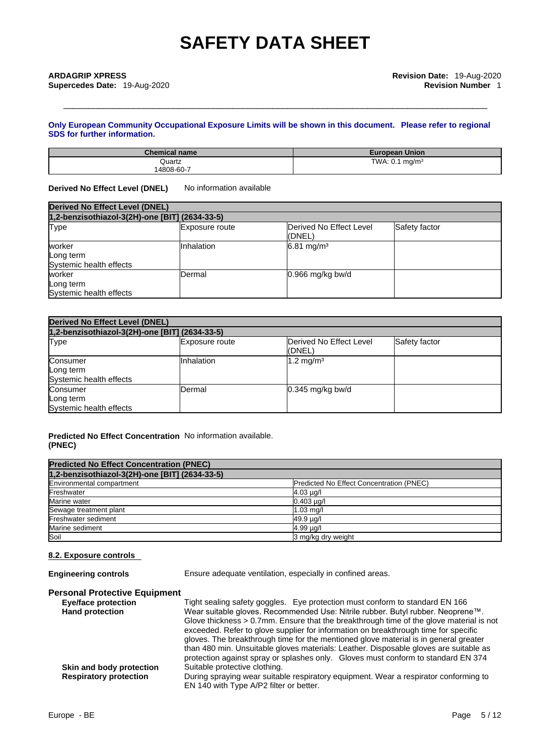**Only European Community Occupational Exposure Limits will be shown in this document. Please refer to regional SDS for further information.**

| Chemical name | European Union |
|---|---|
| Quartz 14808-60-7 | TWA: 0.1 mg/m³ |

**Derived No Effect Level (DNEL)** No information available

| Derived No Effect Level (DNEL) | | | |
|---|---|---|---|
| 1,2-benzisothiazol-3(2H)-one [BIT] (2634-33-5) | | | |
| Type | Exposure route | Derived No Effect Level (DNEL) | Safety factor |
| worker Long term Systemic health effects | Inhalation | 6.81 mg/m³ | |
| worker Long term Systemic health effects | Dermal | 0.966 mg/kg bw/d | |

| Derived No Effect Level (DNEL) | | | |
|---|---|---|---|
| 1,2-benzisothiazol-3(2H)-one [BIT] (2634-33-5) | | | |
| Type | Exposure route | Derived No Effect Level (DNEL) | Safety factor |
| Consumer Long term Systemic health effects | Inhalation | 1.2 mg/m³ | |
| Consumer Long term Systemic health effects | Dermal | 0.345 mg/kg bw/d | |

**Predicted No Effect Concentration (PNEC)** No information available.

| Predicted No Effect Concentration (PNEC) | |
|---|---|
| 1,2-benzisothiazol-3(2H)-one [BIT] (2634-33-5) | |
| Environmental compartment | Predicted No Effect Concentration (PNEC) |
| Freshwater | 4.03 µg/l |
| Marine water | 0.403 µg/l |
| Sewage treatment plant | 1.03 mg/l |
| Freshwater sediment | 49.9 µg/l |
| Marine sediment | 4.99 µg/l |
| Soil | 3 mg/kg dry weight |

### 8.2. Exposure controls

**Engineering controls** Ensure adequate ventilation, especially in confined areas.

**Personal Protective Equipment**

**Eye/face protection** Tight sealing safety goggles. Eye protection must conform to standard EN 166

**Hand protection** Wear suitable gloves. Recommended Use: Nitrile rubber. Butyl rubber. Neoprene™. Glove thickness > 0.7mm. Ensure that the breakthrough time of the glove material is not exceeded. Refer to glove supplier for information on breakthrough time for specific gloves. The breakthrough time for the mentioned glove material is in general greater than 480 min. Unsuitable gloves materials: Leather. Disposable gloves are suitable as protection against spray or splashes only. Gloves must conform to standard EN 374

**Skin and body protection** Suitable protective clothing.

**Respiratory protection** During spraying wear suitable respiratory equipment. Wear a respirator conforming to EN 140 with Type A/P2 filter or better.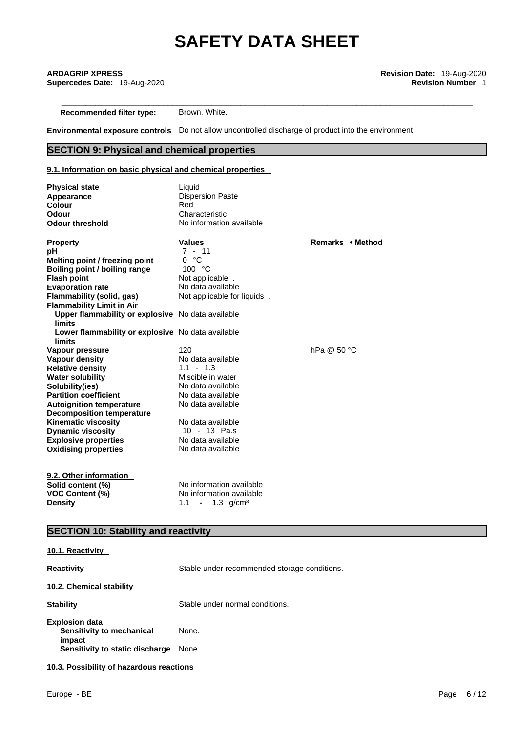| | |
|---|---|
| **Recommended filter type:** | Brown. White. |

**Environmental exposure controls** Do not allow uncontrolled discharge of product into the environment.

## SECTION 9: Physical and chemical properties

### 9.1. Information on basic physical and chemical properties

| | |
|---|---|
| **Physical state** | Liquid |
| **Appearance** | Dispersion Paste |
| **Colour** | Red |
| **Odour** | Characteristic |
| **Odour threshold** | No information available |

| **Property** | **Values** | **Remarks • Method** |
|---|---|---|
| **pH** | 7 - 11 | |
| **Melting point / freezing point** | 0 °C | |
| **Boiling point / boiling range** | 100 °C | |
| **Flash point** | Not applicable . | |
| **Evaporation rate** | No data available | |
| **Flammability (solid, gas)** | Not applicable for liquids . | |
| **Flammability Limit in Air** | | |
| **Upper flammability or explosive limits** | No data available | |
| **Lower flammability or explosive limits** | No data available | |
| **Vapour pressure** | 120 | hPa @ 50 °C |
| **Vapour density** | No data available | |
| **Relative density** | 1.1 - 1.3 | |
| **Water solubility** | Miscible in water | |
| **Solubility(ies)** | No data available | |
| **Partition coefficient** | No data available | |
| **Autoignition temperature** | No data available | |
| **Decomposition temperature** | | |
| **Kinematic viscosity** | No data available | |
| **Dynamic viscosity** | 10 - 13 Pa.s | |
| **Explosive properties** | No data available | |
| **Oxidising properties** | No data available | |

### 9.2. Other information

| | |
|---|---|
| **Solid content (%)** | No information available |
| **VOC Content (%)** | No information available |
| **Density** | 1.1 - 1.3 g/cm³ |

## SECTION 10: Stability and reactivity

### 10.1. Reactivity

**Reactivity** Stable under recommended storage conditions.

### 10.2. Chemical stability

**Stability** Stable under normal conditions.

**Explosion data**

| | |
|---|---|
| **Sensitivity to mechanical impact** | None. |
| **Sensitivity to static discharge** | None. |

### 10.3. Possibility of hazardous reactions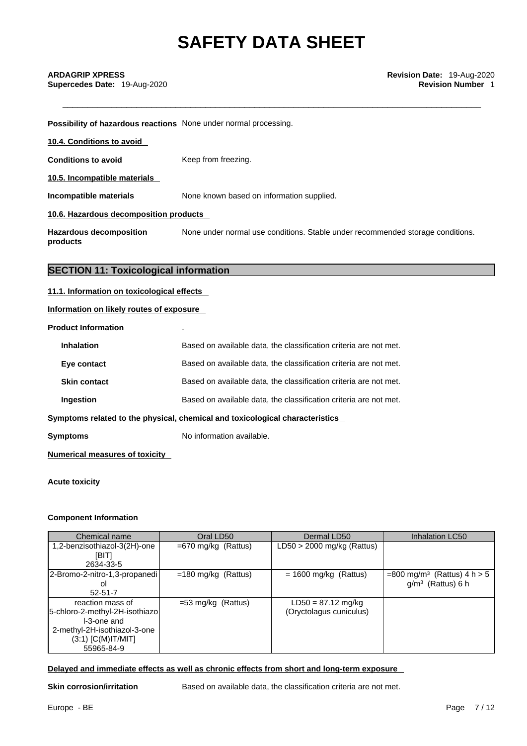**Possibility of hazardous reactions** None under normal processing.

**10.4. Conditions to avoid**

**Conditions to avoid** Keep from freezing.

**10.5. Incompatible materials**

**Incompatible materials** None known based on information supplied.

**10.6. Hazardous decomposition products**

**Hazardous decomposition products** None under normal use conditions. Stable under recommended storage conditions.

## SECTION 11: Toxicological information

**11.1. Information on toxicological effects**

**Information on likely routes of exposure**

**Product Information** .

**Inhalation** Based on available data, the classification criteria are not met.

**Eye contact** Based on available data, the classification criteria are not met.

**Skin contact** Based on available data, the classification criteria are not met.

**Ingestion** Based on available data, the classification criteria are not met.

**Symptoms related to the physical, chemical and toxicological characteristics**

**Symptoms** No information available.

**Numerical measures of toxicity**

**Acute toxicity**

**Component Information**

| Chemical name | Oral LD50 | Dermal LD50 | Inhalation LC50 |
|---|---|---|---|
| 1,2-benzisothiazol-3(2H)-one [BIT] 2634-33-5 | =670 mg/kg (Rattus) | LD50 > 2000 mg/kg (Rattus) | |
| 2-Bromo-2-nitro-1,3-propanediol 52-51-7 | =180 mg/kg (Rattus) | = 1600 mg/kg (Rattus) | =800 mg/m³ (Rattus) 4 h > 5 g/m³ (Rattus) 6 h |
| reaction mass of 5-chloro-2-methyl-2H-isothiazol-3-one and 2-methyl-2H-isothiazol-3-one (3:1) [C(M)IT/MIT] 55965-84-9 | =53 mg/kg (Rattus) | LD50 = 87.12 mg/kg (Oryctolagus cuniculus) | |

**Delayed and immediate effects as well as chronic effects from short and long-term exposure**

**Skin corrosion/irritation** Based on available data, the classification criteria are not met.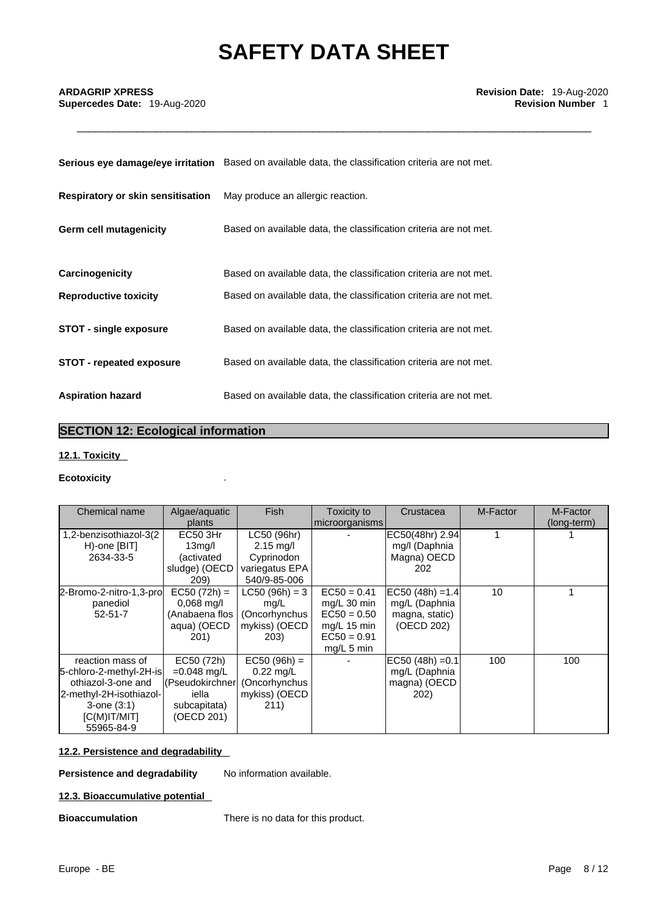| | |
|---|---|
| **Serious eye damage/eye irritation** | Based on available data, the classification criteria are not met. |
| **Respiratory or skin sensitisation** | May produce an allergic reaction. |
| **Germ cell mutagenicity** | Based on available data, the classification criteria are not met. |
| **Carcinogenicity** | Based on available data, the classification criteria are not met. |
| **Reproductive toxicity** | Based on available data, the classification criteria are not met. |
| **STOT - single exposure** | Based on available data, the classification criteria are not met. |
| **STOT - repeated exposure** | Based on available data, the classification criteria are not met. |
| **Aspiration hazard** | Based on available data, the classification criteria are not met. |

## SECTION 12: Ecological information

### 12.1. Toxicity

**Ecotoxicity** .

| Chemical name | Algae/aquatic plants | Fish | Toxicity to microorganisms | Crustacea | M-Factor | M-Factor (long-term) |
|---|---|---|---|---|---|---|
| 1,2-benzisothiazol-3(2 H)-one [BIT] 2634-33-5 | EC50 3Hr 13mg/l (activated sludge) (OECD 209) | LC50 (96hr) 2.15 mg/l Cyprinodon variegatus EPA 540/9-85-006 | - | EC50(48hr) 2.94 mg/l (Daphnia Magna) OECD 202 | 1 | 1 |
| 2-Bromo-2-nitro-1,3-propanediol 52-51-7 | EC50 (72h) = 0,068 mg/l (Anabaena flos aqua) (OECD 201) | LC50 (96h) = 3 mg/L (Oncorhynchus mykiss) (OECD 203) | EC50 = 0.41 mg/L 30 min EC50 = 0.50 mg/L 15 min EC50 = 0.91 mg/L 5 min | EC50 (48h) =1.4 mg/L (Daphnia magna, static) (OECD 202) | 10 | 1 |
| reaction mass of 5-chloro-2-methyl-2H-isothiazol-3-one and 2-methyl-2H-isothiazol-3-one (3:1) [C(M)IT/MIT] 55965-84-9 | EC50 (72h) =0.048 mg/L (Pseudokirchneriella subcapitata) (OECD 201) | EC50 (96h) = 0.22 mg/L (Oncorhynchus mykiss) (OECD 211) | - | EC50 (48h) =0.1 mg/L (Daphnia magna) (OECD 202) | 100 | 100 |

### 12.2. Persistence and degradability

**Persistence and degradability** No information available.

### 12.3. Bioaccumulative potential

**Bioaccumulation** There is no data for this product.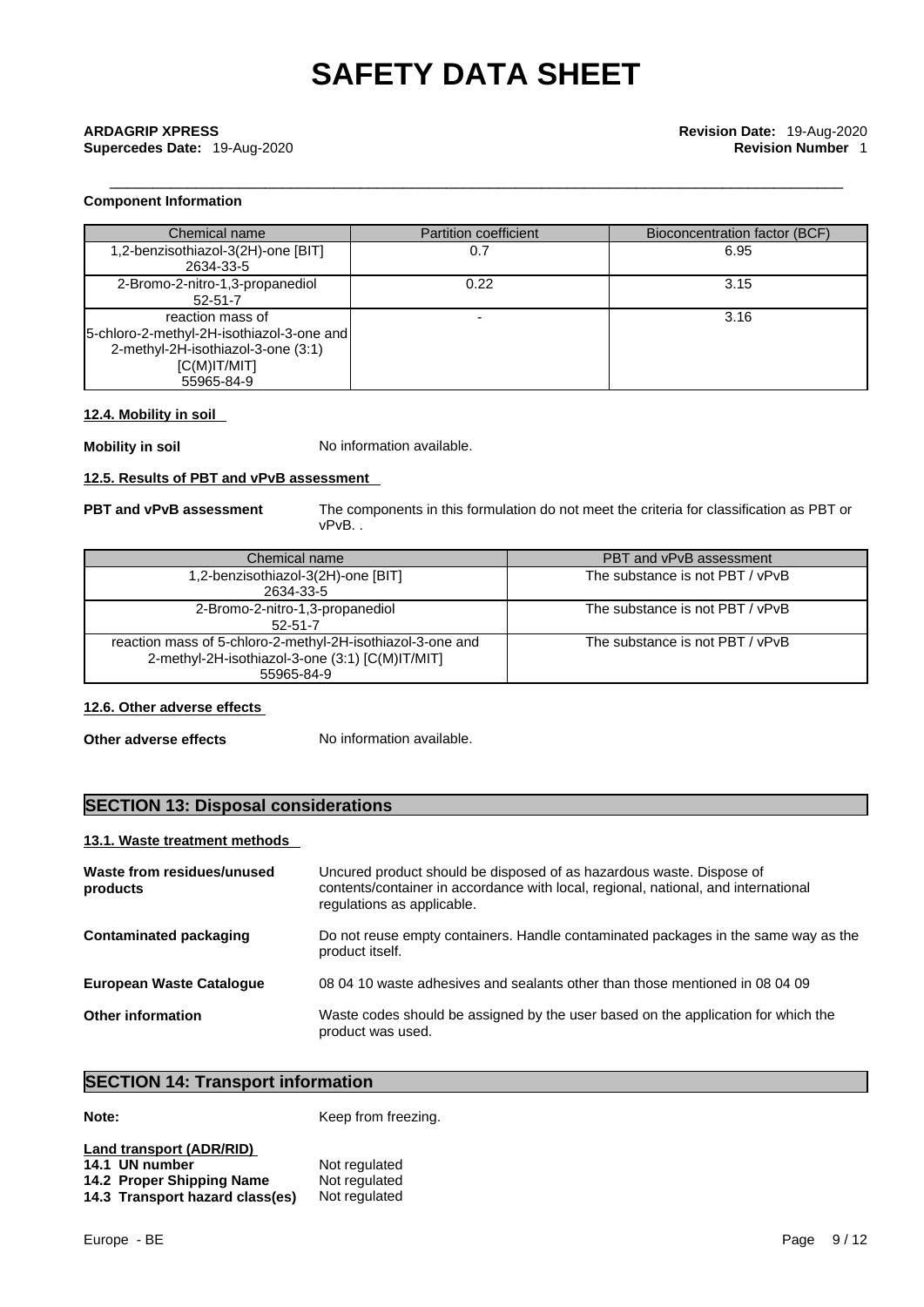**Component Information**

| Chemical name | Partition coefficient | Bioconcentration factor (BCF) |
|---|---|---|
| 1,2-benzisothiazol-3(2H)-one [BIT] 2634-33-5 | 0.7 | 6.95 |
| 2-Bromo-2-nitro-1,3-propanediol 52-51-7 | 0.22 | 3.15 |
| reaction mass of 5-chloro-2-methyl-2H-isothiazol-3-one and 2-methyl-2H-isothiazol-3-one (3:1) [C(M)IT/MIT] 55965-84-9 | - | 3.16 |

**12.4. Mobility in soil**

**Mobility in soil** No information available.

**12.5. Results of PBT and vPvB assessment**

**PBT and vPvB assessment** The components in this formulation do not meet the criteria for classification as PBT or vPvB. .

| Chemical name | PBT and vPvB assessment |
|---|---|
| 1,2-benzisothiazol-3(2H)-one [BIT] 2634-33-5 | The substance is not PBT / vPvB |
| 2-Bromo-2-nitro-1,3-propanediol 52-51-7 | The substance is not PBT / vPvB |
| reaction mass of 5-chloro-2-methyl-2H-isothiazol-3-one and 2-methyl-2H-isothiazol-3-one (3:1) [C(M)IT/MIT] 55965-84-9 | The substance is not PBT / vPvB |

**12.6. Other adverse effects**

**Other adverse effects** No information available.

## SECTION 13: Disposal considerations

**13.1. Waste treatment methods**

**Waste from residues/unused products** Uncured product should be disposed of as hazardous waste. Dispose of contents/container in accordance with local, regional, national, and international regulations as applicable.

**Contaminated packaging** Do not reuse empty containers. Handle contaminated packages in the same way as the product itself.

**European Waste Catalogue** 08 04 10 waste adhesives and sealants other than those mentioned in 08 04 09

**Other information** Waste codes should be assigned by the user based on the application for which the product was used.

## SECTION 14: Transport information

**Note:** Keep from freezing.

**Land transport (ADR/RID)**
**14.1 UN number** Not regulated
**14.2 Proper Shipping Name** Not regulated
**14.3 Transport hazard class(es)** Not regulated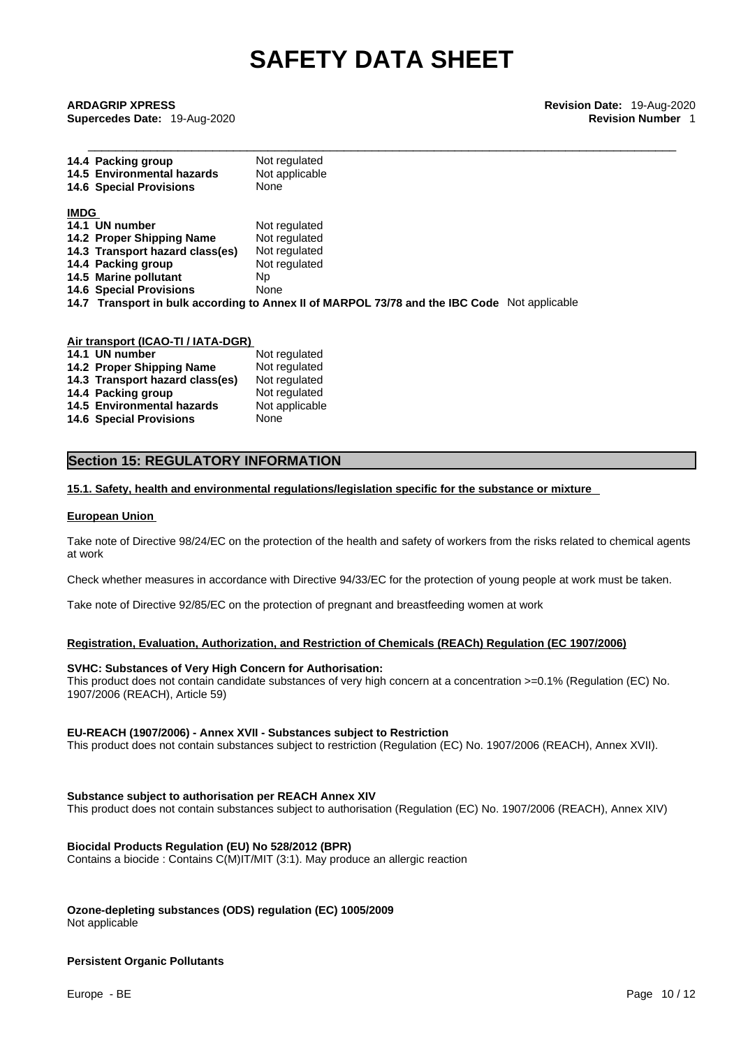| | |
|---|---|
| **14.4 Packing group** | Not regulated |
| **14.5 Environmental hazards** | Not applicable |
| **14.6 Special Provisions** | None |

**IMDG**

| | |
|---|---|
| **14.1 UN number** | Not regulated |
| **14.2 Proper Shipping Name** | Not regulated |
| **14.3 Transport hazard class(es)** | Not regulated |
| **14.4 Packing group** | Not regulated |
| **14.5 Marine pollutant** | Np |
| **14.6 Special Provisions** | None |

**14.7 Transport in bulk according to Annex II of MARPOL 73/78 and the IBC Code** Not applicable

**Air transport (ICAO-TI / IATA-DGR)**

| | |
|---|---|
| **14.1 UN number** | Not regulated |
| **14.2 Proper Shipping Name** | Not regulated |
| **14.3 Transport hazard class(es)** | Not regulated |
| **14.4 Packing group** | Not regulated |
| **14.5 Environmental hazards** | Not applicable |
| **14.6 Special Provisions** | None |

## Section 15: REGULATORY INFORMATION

**15.1. Safety, health and environmental regulations/legislation specific for the substance or mixture**

**European Union**

Take note of Directive 98/24/EC on the protection of the health and safety of workers from the risks related to chemical agents at work

Check whether measures in accordance with Directive 94/33/EC for the protection of young people at work must be taken.

Take note of Directive 92/85/EC on the protection of pregnant and breastfeeding women at work

**Registration, Evaluation, Authorization, and Restriction of Chemicals (REACh) Regulation (EC 1907/2006)**

**SVHC: Substances of Very High Concern for Authorisation:**
This product does not contain candidate substances of very high concern at a concentration >=0.1% (Regulation (EC) No. 1907/2006 (REACH), Article 59)

**EU-REACH (1907/2006) - Annex XVII - Substances subject to Restriction**
This product does not contain substances subject to restriction (Regulation (EC) No. 1907/2006 (REACH), Annex XVII).

**Substance subject to authorisation per REACH Annex XIV**
This product does not contain substances subject to authorisation (Regulation (EC) No. 1907/2006 (REACH), Annex XIV)

**Biocidal Products Regulation (EU) No 528/2012 (BPR)**
Contains a biocide : Contains C(M)IT/MIT (3:1). May produce an allergic reaction

**Ozone-depleting substances (ODS) regulation (EC) 1005/2009**
Not applicable

**Persistent Organic Pollutants**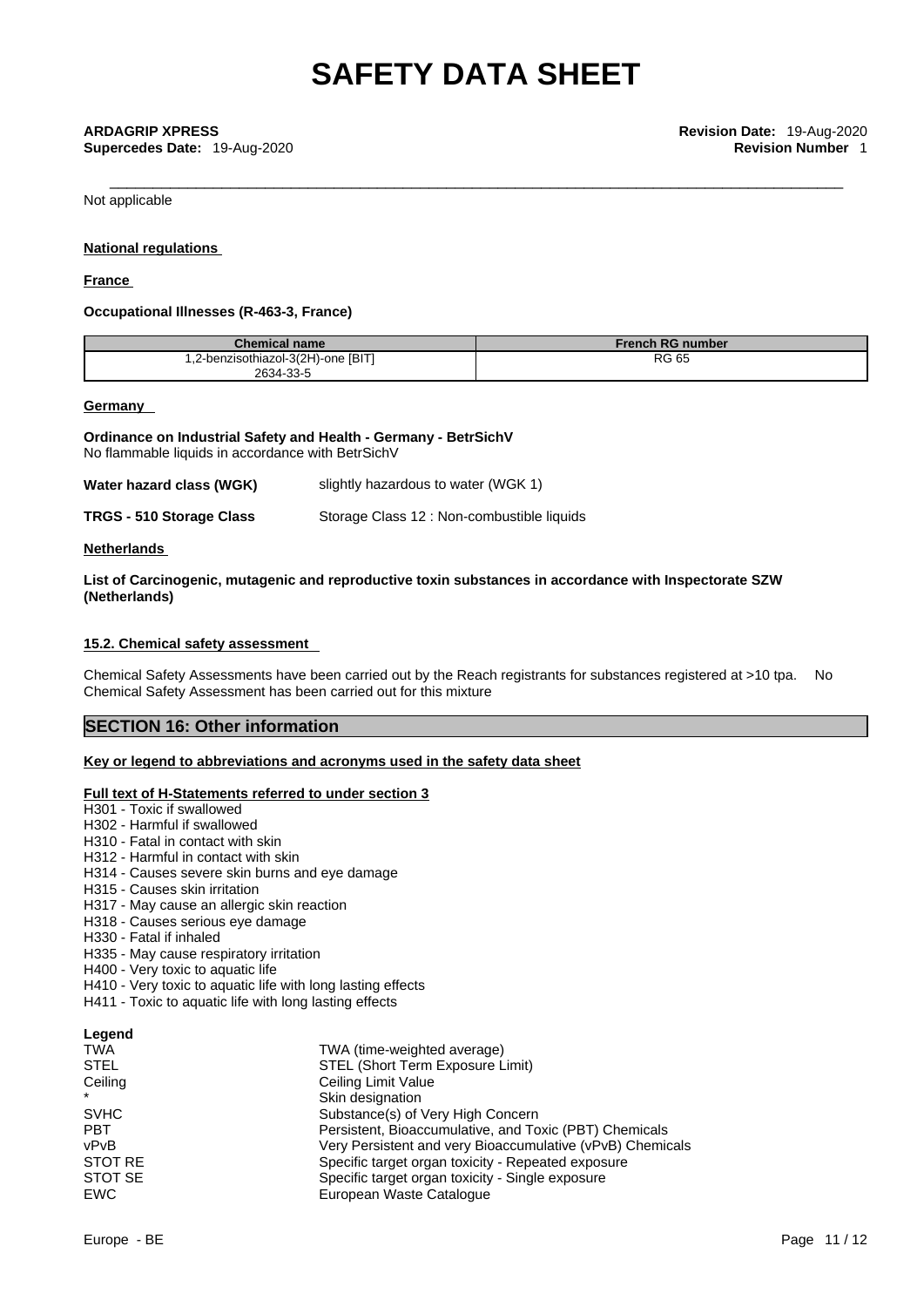Not applicable

**National regulations**

**France**

**Occupational Illnesses (R-463-3, France)**

| Chemical name | French RG number |
| --- | --- |
| 1,2-benzisothiazol-3(2H)-one [BIT] 2634-33-5 | RG 65 |

**Germany**

**Ordinance on Industrial Safety and Health - Germany - BetrSichV**
No flammable liquids in accordance with BetrSichV

**Water hazard class (WGK)** slightly hazardous to water (WGK 1)

**TRGS - 510 Storage Class** Storage Class 12 : Non-combustible liquids

**Netherlands**

**List of Carcinogenic, mutagenic and reproductive toxin substances in accordance with Inspectorate SZW (Netherlands)**

**15.2. Chemical safety assessment**

Chemical Safety Assessments have been carried out by the Reach registrants for substances registered at >10 tpa. No Chemical Safety Assessment has been carried out for this mixture

## SECTION 16: Other information

**Key or legend to abbreviations and acronyms used in the safety data sheet**

**Full text of H-Statements referred to under section 3**

H301 - Toxic if swallowed
H302 - Harmful if swallowed
H310 - Fatal in contact with skin
H312 - Harmful in contact with skin
H314 - Causes severe skin burns and eye damage
H315 - Causes skin irritation
H317 - May cause an allergic skin reaction
H318 - Causes serious eye damage
H330 - Fatal if inhaled
H335 - May cause respiratory irritation
H400 - Very toxic to aquatic life
H410 - Very toxic to aquatic life with long lasting effects
H411 - Toxic to aquatic life with long lasting effects

**Legend**

| | |
| --- | --- |
| TWA | TWA (time-weighted average) |
| STEL | STEL (Short Term Exposure Limit) |
| Ceiling | Ceiling Limit Value |
| * | Skin designation |
| SVHC | Substance(s) of Very High Concern |
| PBT | Persistent, Bioaccumulative, and Toxic (PBT) Chemicals |
| vPvB | Very Persistent and very Bioaccumulative (vPvB) Chemicals |
| STOT RE | Specific target organ toxicity - Repeated exposure |
| STOT SE | Specific target organ toxicity - Single exposure |
| EWC | European Waste Catalogue |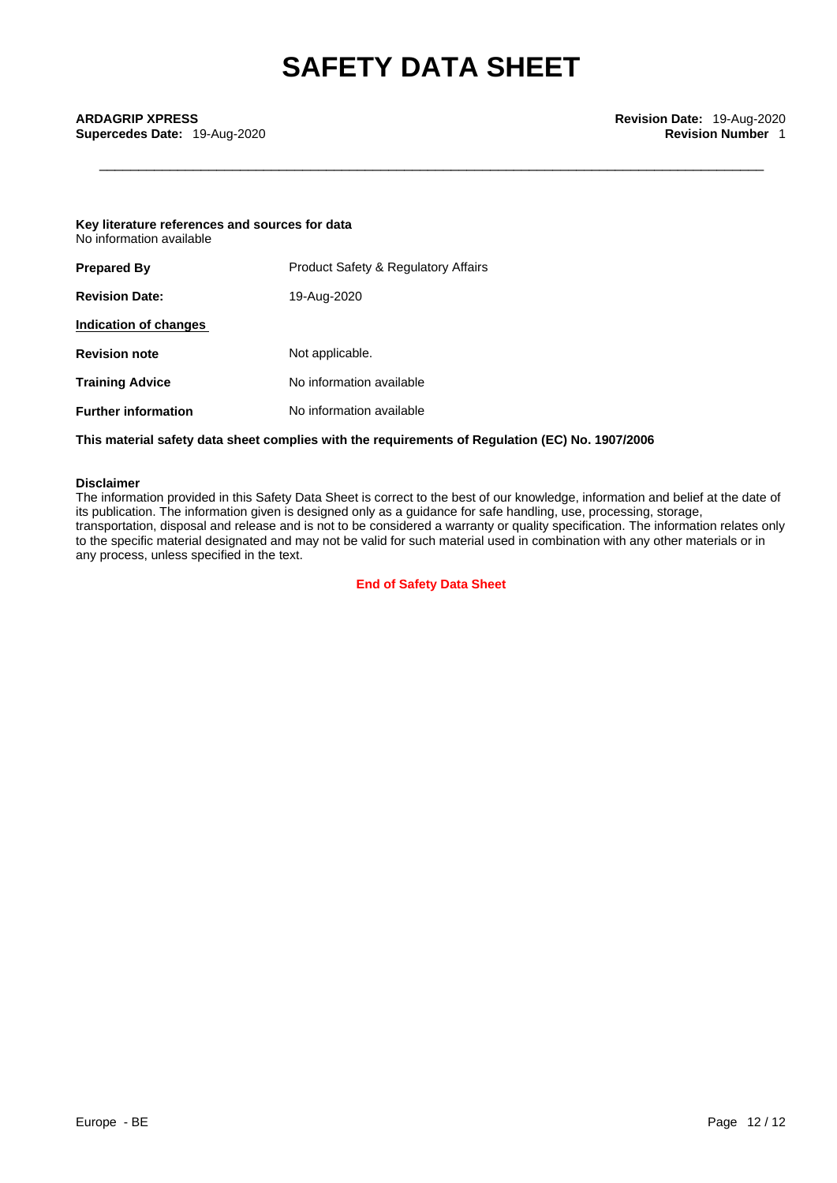**Key literature references and sources for data**
No information available

| | |
|---|---|
| **Prepared By** | Product Safety & Regulatory Affairs |
| **Revision Date:** | 19-Aug-2020 |

**Indication of changes**

| | |
|---|---|
| **Revision note** | Not applicable. |
| **Training Advice** | No information available |
| **Further information** | No information available |

**This material safety data sheet complies with the requirements of Regulation (EC) No. 1907/2006**

**Disclaimer**
The information provided in this Safety Data Sheet is correct to the best of our knowledge, information and belief at the date of its publication. The information given is designed only as a guidance for safe handling, use, processing, storage, transportation, disposal and release and is not to be considered a warranty or quality specification. The information relates only to the specific material designated and may not be valid for such material used in combination with any other materials or in any process, unless specified in the text.

**End of Safety Data Sheet**